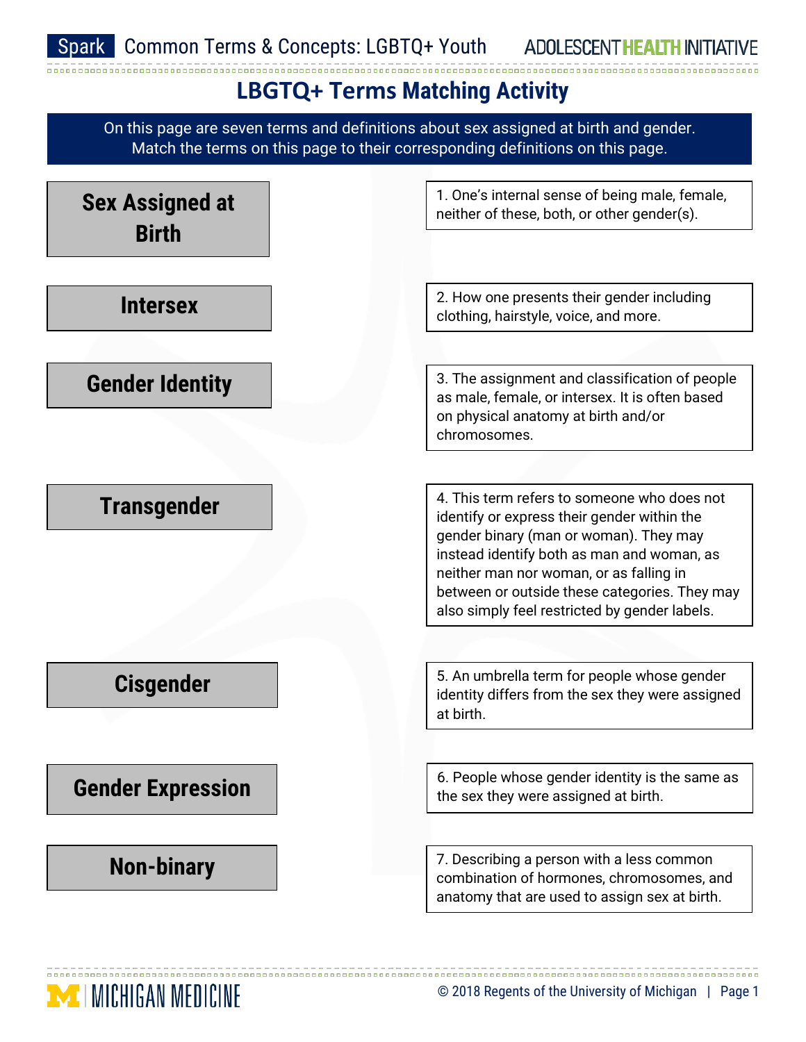# LBGTQ+ Terms Matching Activity

On this page are seven terms and definitions about sex assigned at birth and gender.
Match the terms on this page to their corresponding definitions on this page.

**Sex Assigned at Birth**

**Intersex**

**Gender Identity**

**Transgender**

**Cisgender**

**Gender Expression**

**Non-binary**

1. One's internal sense of being male, female, neither of these, both, or other gender(s).

2. How one presents their gender including clothing, hairstyle, voice, and more.

3. The assignment and classification of people as male, female, or intersex. It is often based on physical anatomy at birth and/or chromosomes.

4. This term refers to someone who does not identify or express their gender within the gender binary (man or woman). They may instead identify both as man and woman, as neither man nor woman, or as falling in between or outside these categories. They may also simply feel restricted by gender labels.

5. An umbrella term for people whose gender identity differs from the sex they were assigned at birth.

6. People whose gender identity is the same as the sex they were assigned at birth.

7. Describing a person with a less common combination of hormones, chromosomes, and anatomy that are used to assign sex at birth.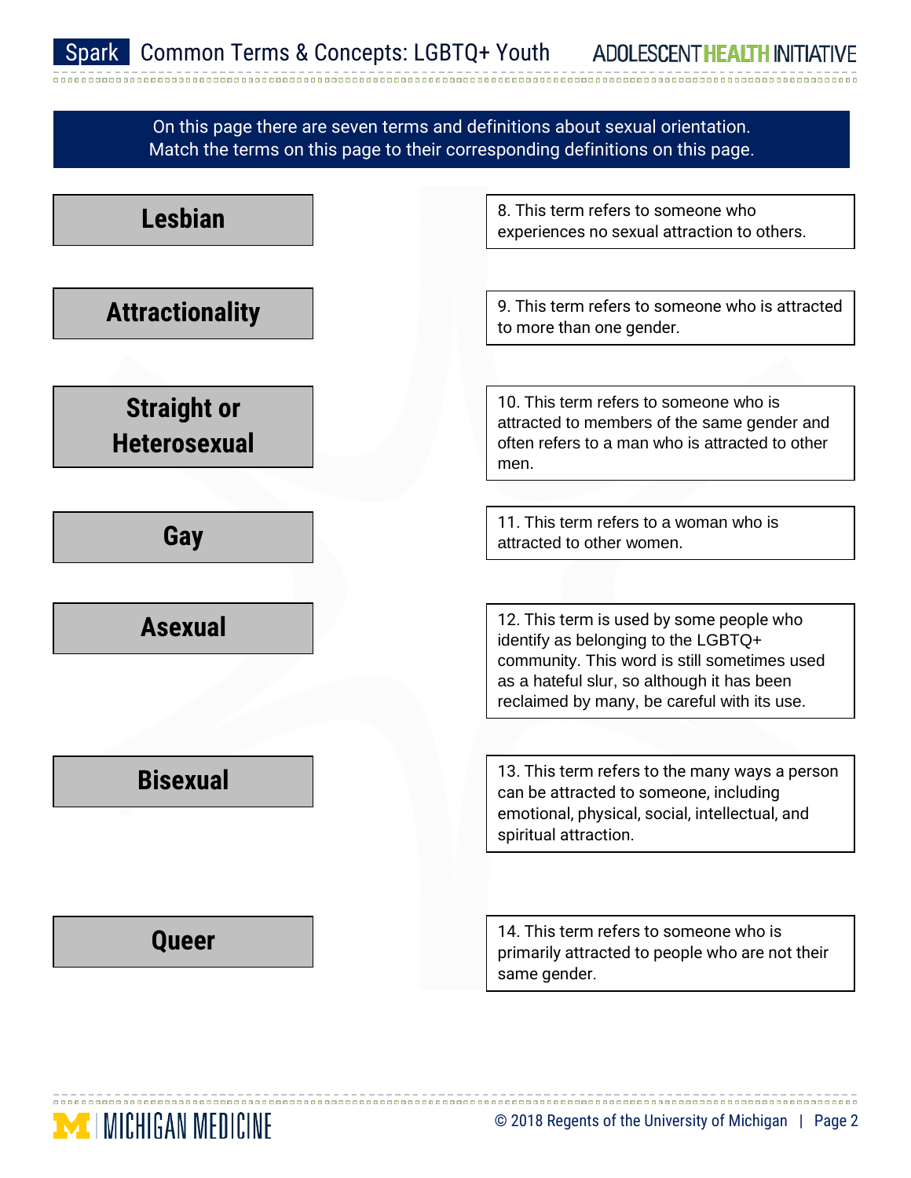On this page there are seven terms and definitions about sexual orientation.
Match the terms on this page to their corresponding definitions on this page.

**Lesbian**

**Attractionality**

**Straight or Heterosexual**

**Gay**

**Asexual**

**Bisexual**

**Queer**

8. This term refers to someone who experiences no sexual attraction to others.

9. This term refers to someone who is attracted to more than one gender.

10. This term refers to someone who is attracted to members of the same gender and often refers to a man who is attracted to other men.

11. This term refers to a woman who is attracted to other women.

12. This term is used by some people who identify as belonging to the LGBTQ+ community. This word is still sometimes used as a hateful slur, so although it has been reclaimed by many, be careful with its use.

13. This term refers to the many ways a person can be attracted to someone, including emotional, physical, social, intellectual, and spiritual attraction.

14. This term refers to someone who is primarily attracted to people who are not their same gender.

© 2018 Regents of the University of Michigan